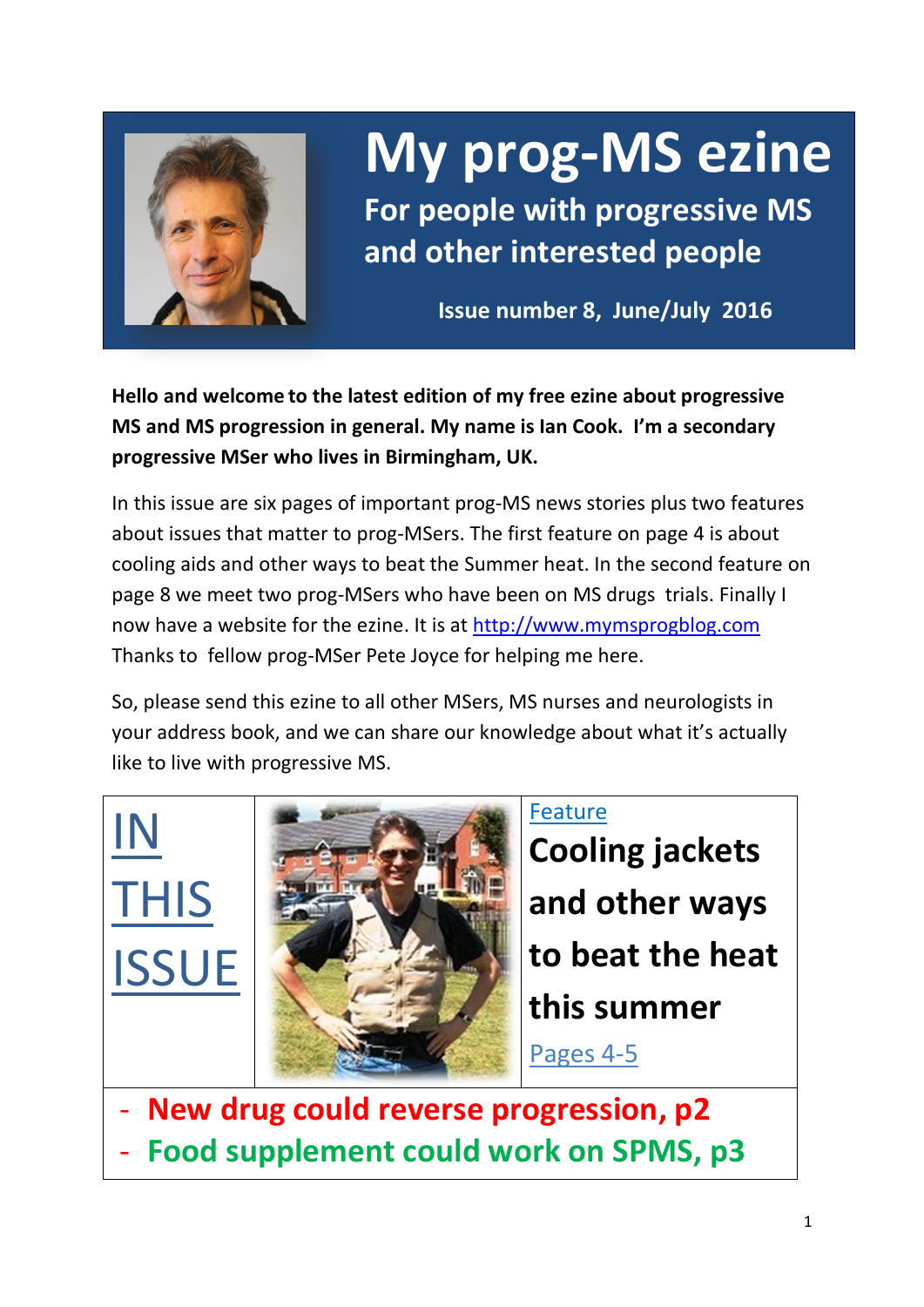# My prog-MS ezine

## For people with progressive MS and other interested people

**Issue number 8, June/July 2016**

**Hello and welcome to the latest edition of my free ezine about progressive MS and MS progression in general. My name is Ian Cook. I'm a secondary progressive MSer who lives in Birmingham, UK.**

In this issue are six pages of important prog-MS news stories plus two features about issues that matter to prog-MSers. The first feature on page 4 is about cooling aids and other ways to beat the Summer heat. In the second feature on page 8 we meet two prog-MSers who have been on MS drugs trials. Finally I now have a website for the ezine. It is at http://www.mymsprogblog.com Thanks to fellow prog-MSer Pete Joyce for helping me here.

So, please send this ezine to all other MSers, MS nurses and neurologists in your address book, and we can share our knowledge about what it's actually like to live with progressive MS.

## IN THIS ISSUE

Feature

**Cooling jackets and other ways to beat the heat this summer**

Pages 4-5

- **New drug could reverse progression, p2**
- **Food supplement could work on SPMS, p3**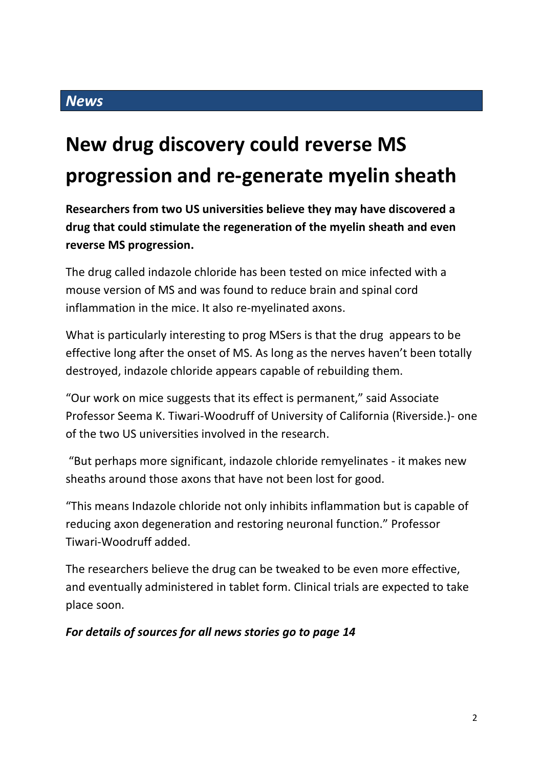## *News*

# New drug discovery could reverse MS progression and re-generate myelin sheath

**Researchers from two US universities believe they may have discovered a drug that could stimulate the regeneration of the myelin sheath and even reverse MS progression.**

The drug called indazole chloride has been tested on mice infected with a mouse version of MS and was found to reduce brain and spinal cord inflammation in the mice. It also re-myelinated axons.

What is particularly interesting to prog MSers is that the drug appears to be effective long after the onset of MS. As long as the nerves haven't been totally destroyed, indazole chloride appears capable of rebuilding them.

"Our work on mice suggests that its effect is permanent," said Associate Professor Seema K. Tiwari-Woodruff of University of California (Riverside.)- one of the two US universities involved in the research.

"But perhaps more significant, indazole chloride remyelinates - it makes new sheaths around those axons that have not been lost for good.

"This means Indazole chloride not only inhibits inflammation but is capable of reducing axon degeneration and restoring neuronal function." Professor Tiwari-Woodruff added.

The researchers believe the drug can be tweaked to be even more effective, and eventually administered in tablet form. Clinical trials are expected to take place soon.

***For details of sources for all news stories go to page 14***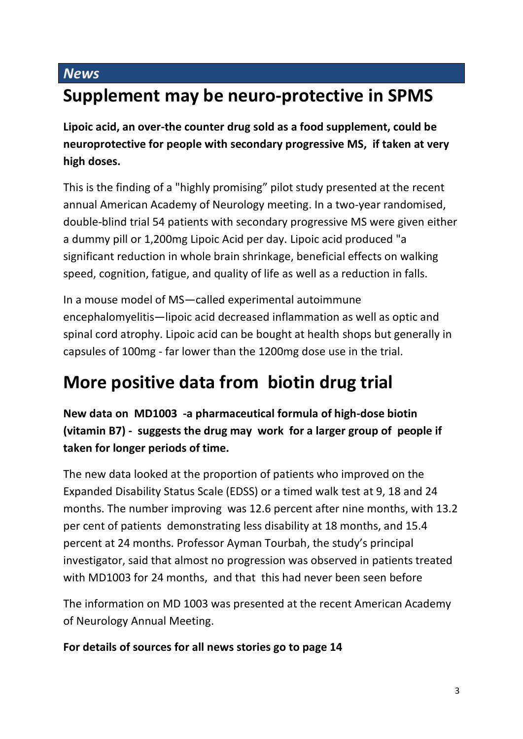*News*

# Supplement may be neuro-protective in SPMS

**Lipoic acid, an over-the counter drug sold as a food supplement, could be neuroprotective for people with secondary progressive MS, if taken at very high doses.**

This is the finding of a "highly promising" pilot study presented at the recent annual American Academy of Neurology meeting. In a two-year randomised, double-blind trial 54 patients with secondary progressive MS were given either a dummy pill or 1,200mg Lipoic Acid per day. Lipoic acid produced "a significant reduction in whole brain shrinkage, beneficial effects on walking speed, cognition, fatigue, and quality of life as well as a reduction in falls.

In a mouse model of MS—called experimental autoimmune encephalomyelitis—lipoic acid decreased inflammation as well as optic and spinal cord atrophy. Lipoic acid can be bought at health shops but generally in capsules of 100mg - far lower than the 1200mg dose use in the trial.

# More positive data from biotin drug trial

**New data on MD1003 -a pharmaceutical formula of high-dose biotin (vitamin B7) - suggests the drug may work for a larger group of people if taken for longer periods of time.**

The new data looked at the proportion of patients who improved on the Expanded Disability Status Scale (EDSS) or a timed walk test at 9, 18 and 24 months. The number improving was 12.6 percent after nine months, with 13.2 per cent of patients demonstrating less disability at 18 months, and 15.4 percent at 24 months. Professor Ayman Tourbah, the study's principal investigator, said that almost no progression was observed in patients treated with MD1003 for 24 months, and that this had never been seen before

The information on MD 1003 was presented at the recent American Academy of Neurology Annual Meeting.

**For details of sources for all news stories go to page 14**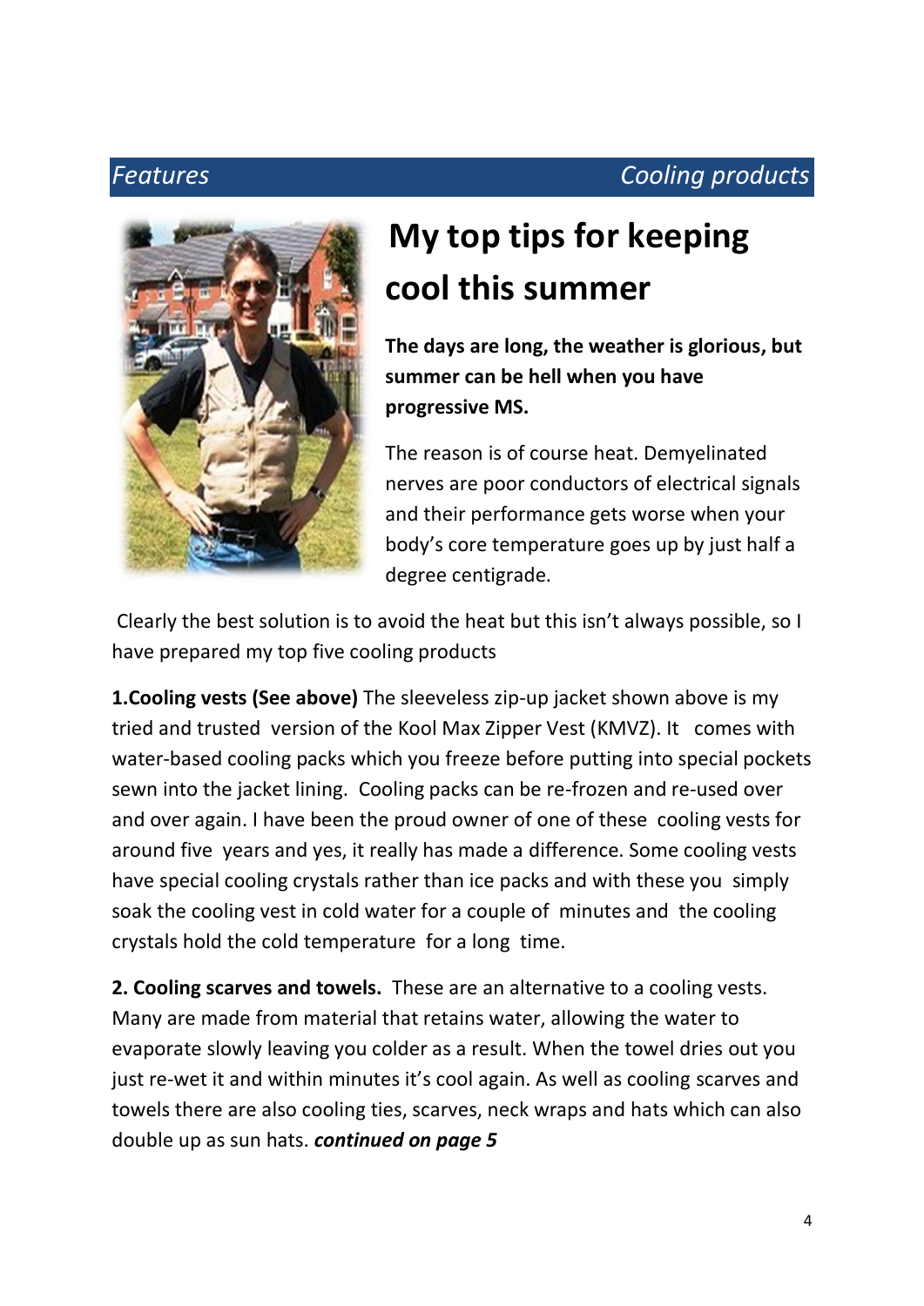*Features* *Cooling products*

# My top tips for keeping cool this summer

**The days are long, the weather is glorious, but summer can be hell when you have progressive MS.**

The reason is of course heat. Demyelinated nerves are poor conductors of electrical signals and their performance gets worse when your body's core temperature goes up by just half a degree centigrade.

Clearly the best solution is to avoid the heat but this isn't always possible, so I have prepared my top five cooling products

**1.Cooling vests (See above)** The sleeveless zip-up jacket shown above is my tried and trusted version of the Kool Max Zipper Vest (KMVZ). It comes with water-based cooling packs which you freeze before putting into special pockets sewn into the jacket lining. Cooling packs can be re-frozen and re-used over and over again. I have been the proud owner of one of these cooling vests for around five years and yes, it really has made a difference. Some cooling vests have special cooling crystals rather than ice packs and with these you simply soak the cooling vest in cold water for a couple of minutes and the cooling crystals hold the cold temperature for a long time.

**2. Cooling scarves and towels.** These are an alternative to a cooling vests. Many are made from material that retains water, allowing the water to evaporate slowly leaving you colder as a result. When the towel dries out you just re-wet it and within minutes it's cool again. As well as cooling scarves and towels there are also cooling ties, scarves, neck wraps and hats which can also double up as sun hats. ***continued on page 5***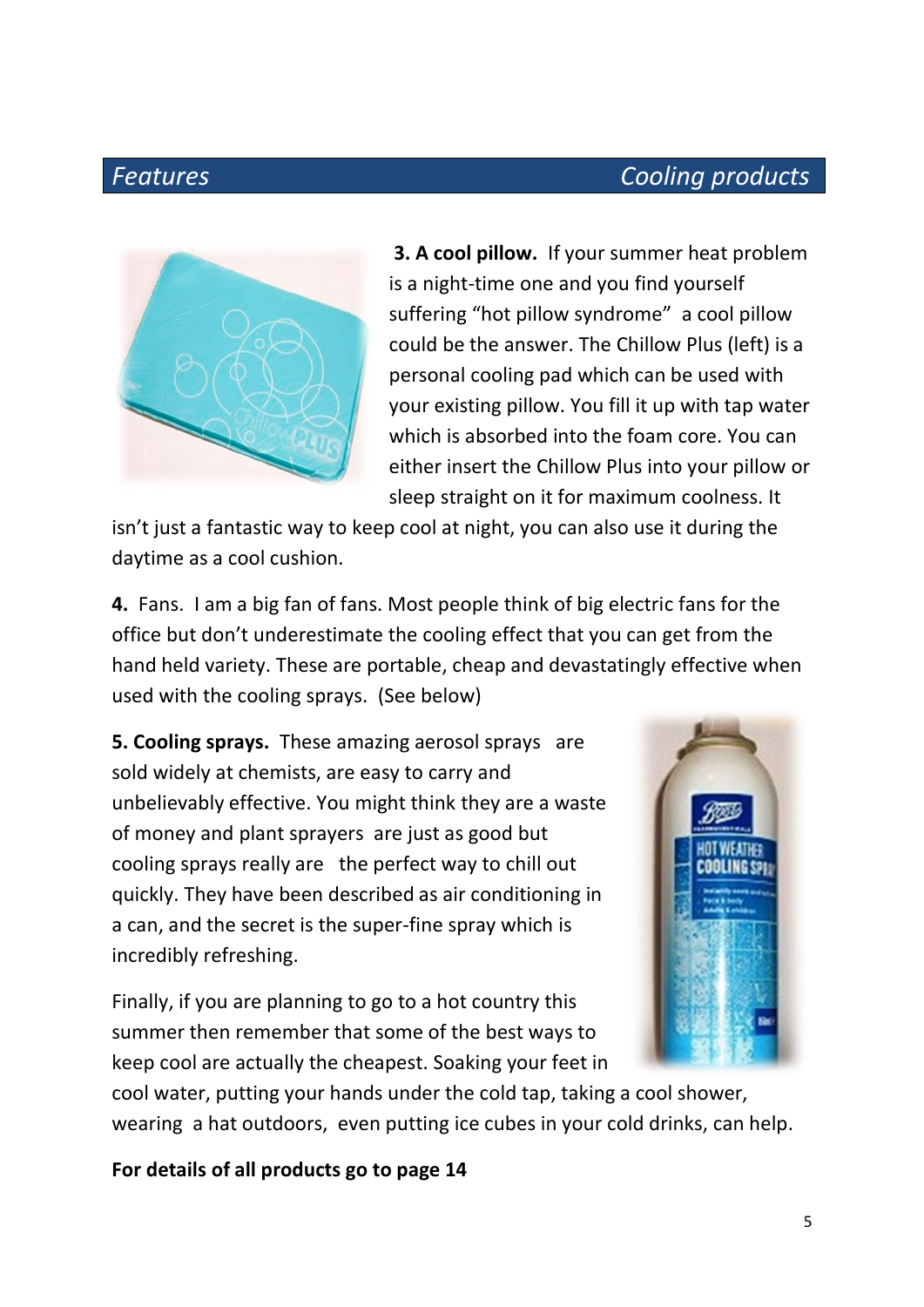**3. A cool pillow.** If your summer heat problem is a night-time one and you find yourself suffering "hot pillow syndrome" a cool pillow could be the answer. The Chillow Plus (left) is a personal cooling pad which can be used with your existing pillow. You fill it up with tap water which is absorbed into the foam core. You can either insert the Chillow Plus into your pillow or sleep straight on it for maximum coolness. It isn't just a fantastic way to keep cool at night, you can also use it during the daytime as a cool cushion.

**4.** Fans. I am a big fan of fans. Most people think of big electric fans for the office but don't underestimate the cooling effect that you can get from the hand held variety. These are portable, cheap and devastatingly effective when used with the cooling sprays. (See below)

**5. Cooling sprays.** These amazing aerosol sprays are sold widely at chemists, are easy to carry and unbelievably effective. You might think they are a waste of money and plant sprayers are just as good but cooling sprays really are the perfect way to chill out quickly. They have been described as air conditioning in a can, and the secret is the super-fine spray which is incredibly refreshing.

Finally, if you are planning to go to a hot country this summer then remember that some of the best ways to keep cool are actually the cheapest. Soaking your feet in cool water, putting your hands under the cold tap, taking a cool shower, wearing a hat outdoors, even putting ice cubes in your cold drinks, can help.

**For details of all products go to page 14**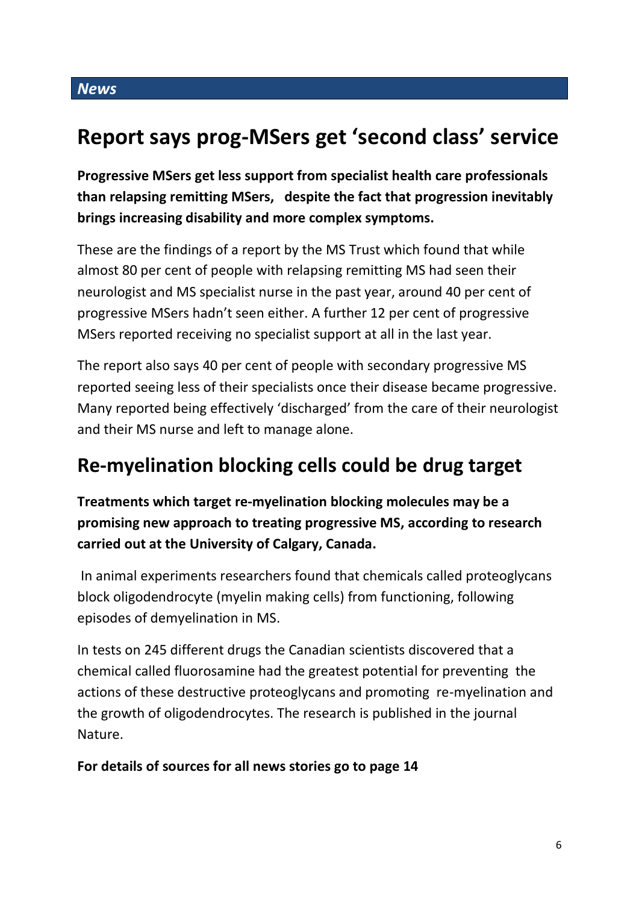*News*

## Report says prog-MSers get 'second class' service

**Progressive MSers get less support from specialist health care professionals than relapsing remitting MSers, despite the fact that progression inevitably brings increasing disability and more complex symptoms.**

These are the findings of a report by the MS Trust which found that while almost 80 per cent of people with relapsing remitting MS had seen their neurologist and MS specialist nurse in the past year, around 40 per cent of progressive MSers hadn't seen either. A further 12 per cent of progressive MSers reported receiving no specialist support at all in the last year.

The report also says 40 per cent of people with secondary progressive MS reported seeing less of their specialists once their disease became progressive. Many reported being effectively 'discharged' from the care of their neurologist and their MS nurse and left to manage alone.

## Re-myelination blocking cells could be drug target

**Treatments which target re-myelination blocking molecules may be a promising new approach to treating progressive MS, according to research carried out at the University of Calgary, Canada.**

In animal experiments researchers found that chemicals called proteoglycans block oligodendrocyte (myelin making cells) from functioning, following episodes of demyelination in MS.

In tests on 245 different drugs the Canadian scientists discovered that a chemical called fluorosamine had the greatest potential for preventing the actions of these destructive proteoglycans and promoting re-myelination and the growth of oligodendrocytes. The research is published in the journal Nature.

**For details of sources for all news stories go to page 14**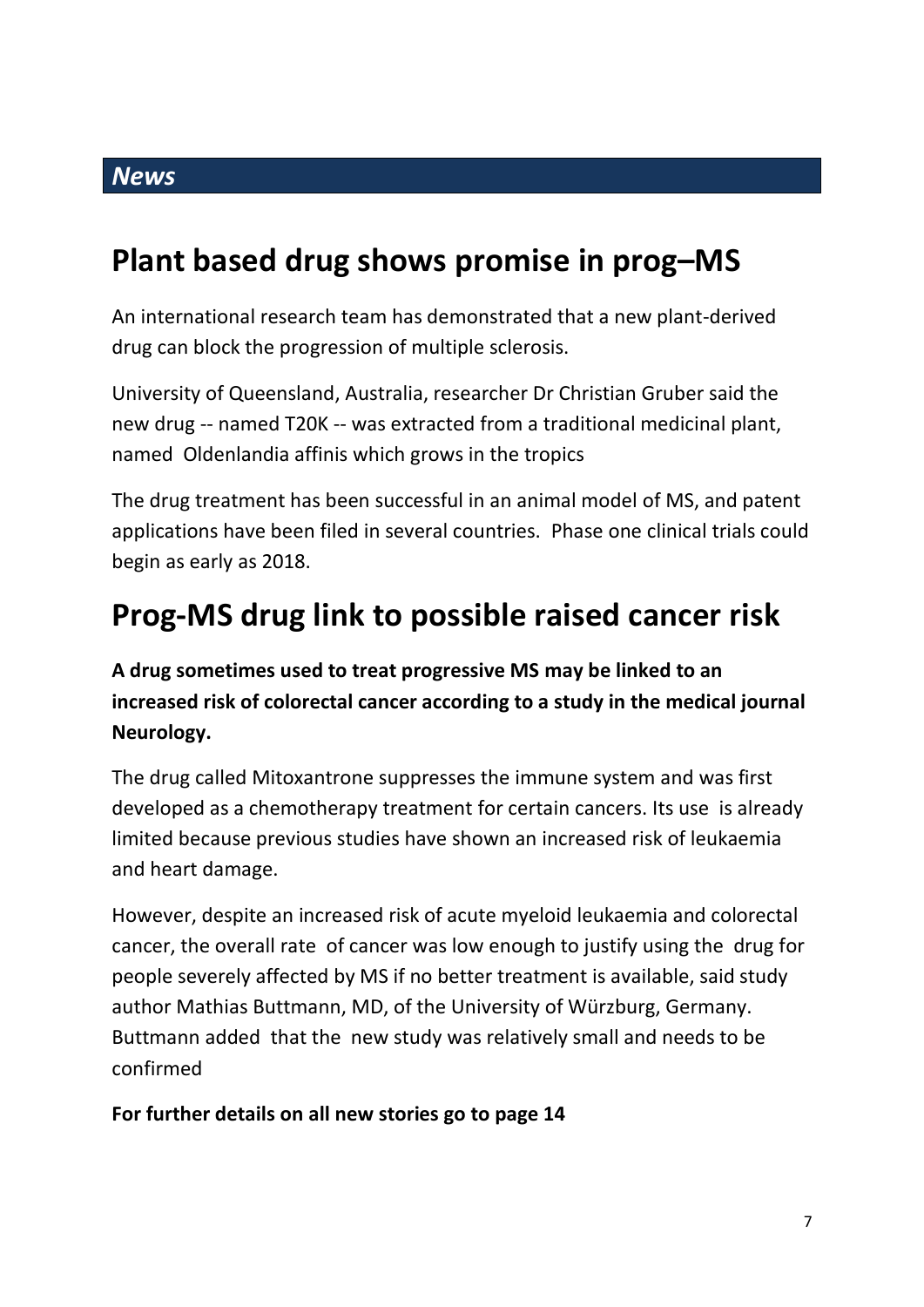*News*

# Plant based drug shows promise in prog–MS

An international research team has demonstrated that a new plant-derived drug can block the progression of multiple sclerosis.

University of Queensland, Australia, researcher Dr Christian Gruber said the new drug -- named T20K -- was extracted from a traditional medicinal plant, named Oldenlandia affinis which grows in the tropics

The drug treatment has been successful in an animal model of MS, and patent applications have been filed in several countries. Phase one clinical trials could begin as early as 2018.

# Prog-MS drug link to possible raised cancer risk

**A drug sometimes used to treat progressive MS may be linked to an increased risk of colorectal cancer according to a study in the medical journal Neurology.**

The drug called Mitoxantrone suppresses the immune system and was first developed as a chemotherapy treatment for certain cancers. Its use is already limited because previous studies have shown an increased risk of leukaemia and heart damage.

However, despite an increased risk of acute myeloid leukaemia and colorectal cancer, the overall rate of cancer was low enough to justify using the drug for people severely affected by MS if no better treatment is available, said study author Mathias Buttmann, MD, of the University of Würzburg, Germany. Buttmann added that the new study was relatively small and needs to be confirmed

**For further details on all new stories go to page 14**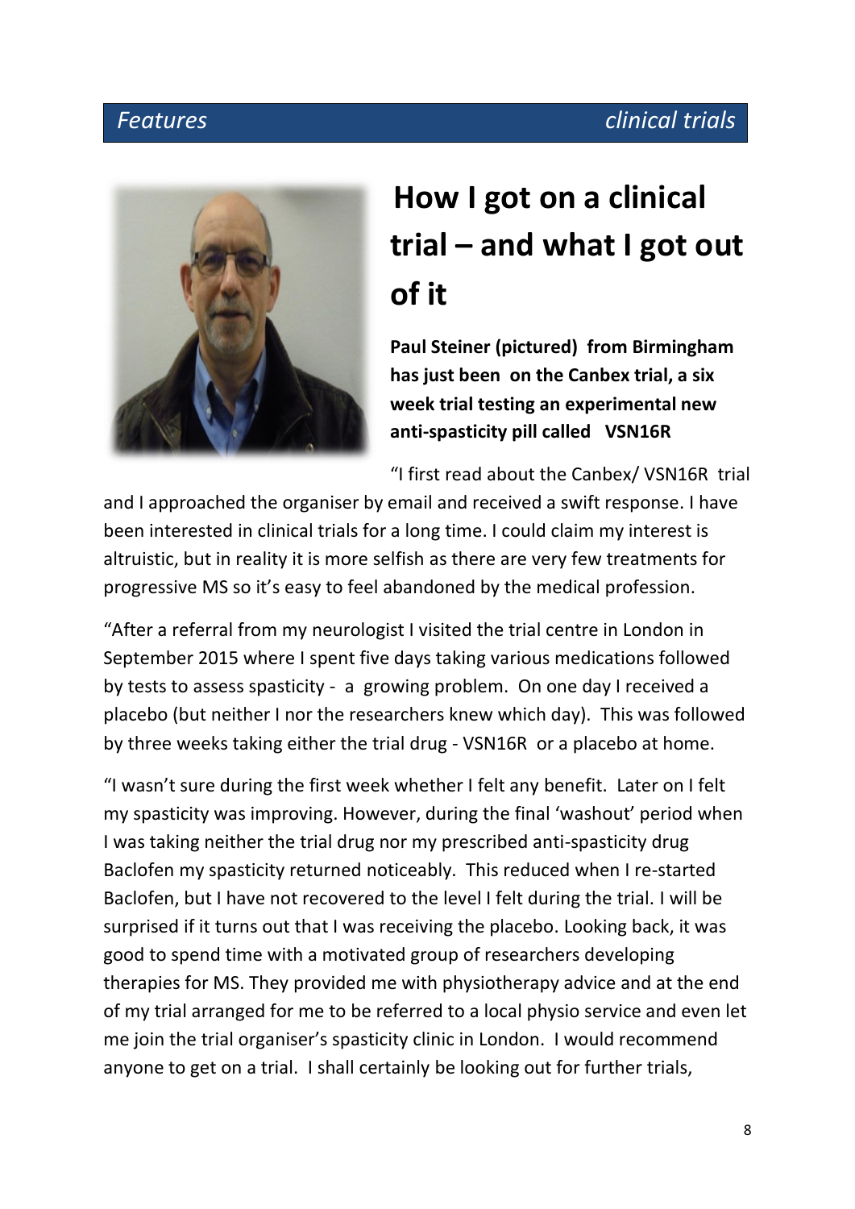*Features* *clinical trials*

# How I got on a clinical trial – and what I got out of it

**Paul Steiner (pictured) from Birmingham has just been on the Canbex trial, a six week trial testing an experimental new anti-spasticity pill called VSN16R**

"I first read about the Canbex/ VSN16R trial and I approached the organiser by email and received a swift response. I have been interested in clinical trials for a long time. I could claim my interest is altruistic, but in reality it is more selfish as there are very few treatments for progressive MS so it's easy to feel abandoned by the medical profession.

"After a referral from my neurologist I visited the trial centre in London in September 2015 where I spent five days taking various medications followed by tests to assess spasticity - a growing problem. On one day I received a placebo (but neither I nor the researchers knew which day). This was followed by three weeks taking either the trial drug - VSN16R or a placebo at home.

"I wasn't sure during the first week whether I felt any benefit. Later on I felt my spasticity was improving. However, during the final 'washout' period when I was taking neither the trial drug nor my prescribed anti-spasticity drug Baclofen my spasticity returned noticeably. This reduced when I re-started Baclofen, but I have not recovered to the level I felt during the trial. I will be surprised if it turns out that I was receiving the placebo. Looking back, it was good to spend time with a motivated group of researchers developing therapies for MS. They provided me with physiotherapy advice and at the end of my trial arranged for me to be referred to a local physio service and even let me join the trial organiser's spasticity clinic in London. I would recommend anyone to get on a trial. I shall certainly be looking out for further trials,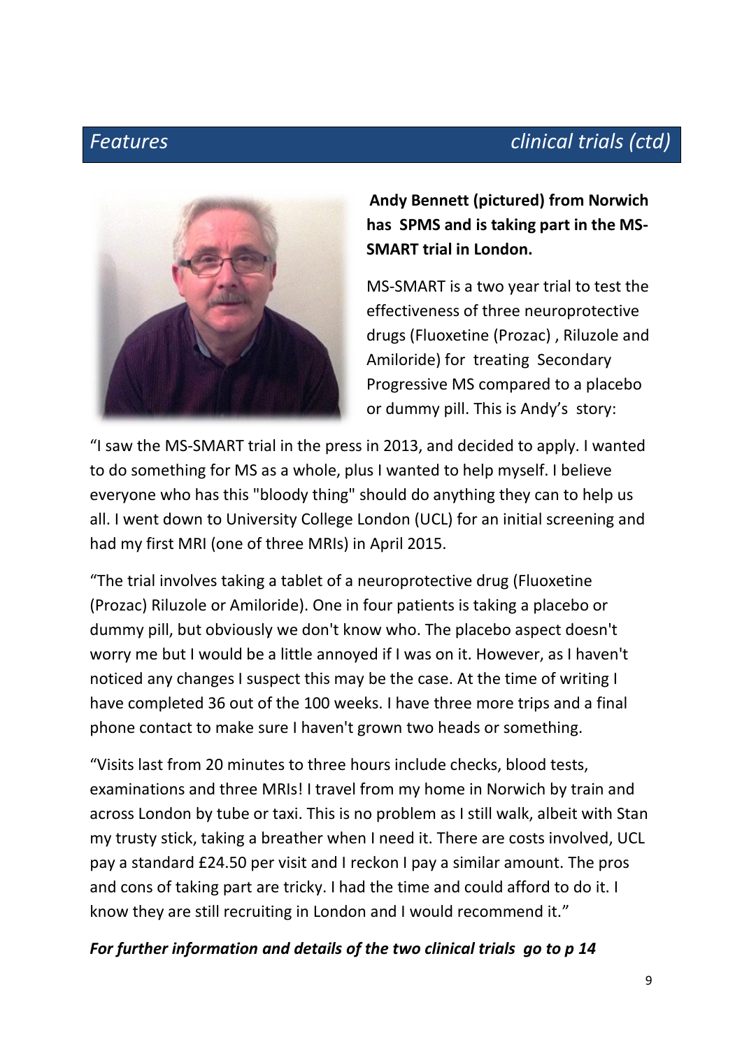**Andy Bennett (pictured) from Norwich has SPMS and is taking part in the MS-SMART trial in London.**

MS-SMART is a two year trial to test the effectiveness of three neuroprotective drugs (Fluoxetine (Prozac) , Riluzole and Amiloride) for treating Secondary Progressive MS compared to a placebo or dummy pill. This is Andy's story:

"I saw the MS-SMART trial in the press in 2013, and decided to apply. I wanted to do something for MS as a whole, plus I wanted to help myself. I believe everyone who has this "bloody thing" should do anything they can to help us all. I went down to University College London (UCL) for an initial screening and had my first MRI (one of three MRIs) in April 2015.

"The trial involves taking a tablet of a neuroprotective drug (Fluoxetine (Prozac) Riluzole or Amiloride). One in four patients is taking a placebo or dummy pill, but obviously we don't know who. The placebo aspect doesn't worry me but I would be a little annoyed if I was on it. However, as I haven't noticed any changes I suspect this may be the case. At the time of writing I have completed 36 out of the 100 weeks. I have three more trips and a final phone contact to make sure I haven't grown two heads or something.

"Visits last from 20 minutes to three hours include checks, blood tests, examinations and three MRIs! I travel from my home in Norwich by train and across London by tube or taxi. This is no problem as I still walk, albeit with Stan my trusty stick, taking a breather when I need it. There are costs involved, UCL pay a standard £24.50 per visit and I reckon I pay a similar amount. The pros and cons of taking part are tricky. I had the time and could afford to do it. I know they are still recruiting in London and I would recommend it."

***For further information and details of the two clinical trials go to p 14***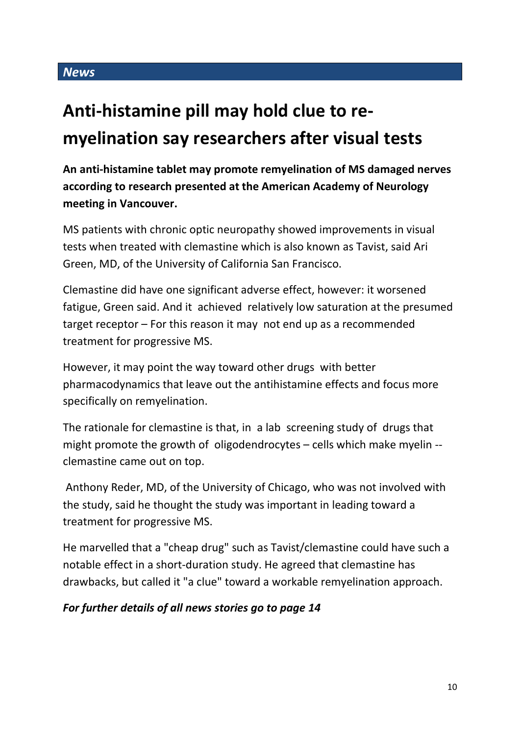*News*

# Anti-histamine pill may hold clue to re-myelination say researchers after visual tests

**An anti-histamine tablet may promote remyelination of MS damaged nerves according to research presented at the American Academy of Neurology meeting in Vancouver.**

MS patients with chronic optic neuropathy showed improvements in visual tests when treated with clemastine which is also known as Tavist, said Ari Green, MD, of the University of California San Francisco.

Clemastine did have one significant adverse effect, however: it worsened fatigue, Green said. And it achieved relatively low saturation at the presumed target receptor – For this reason it may not end up as a recommended treatment for progressive MS.

However, it may point the way toward other drugs with better pharmacodynamics that leave out the antihistamine effects and focus more specifically on remyelination.

The rationale for clemastine is that, in a lab screening study of drugs that might promote the growth of oligodendrocytes – cells which make myelin -- clemastine came out on top.

Anthony Reder, MD, of the University of Chicago, who was not involved with the study, said he thought the study was important in leading toward a treatment for progressive MS.

He marvelled that a "cheap drug" such as Tavist/clemastine could have such a notable effect in a short-duration study. He agreed that clemastine has drawbacks, but called it "a clue" toward a workable remyelination approach.

***For further details of all news stories go to page 14***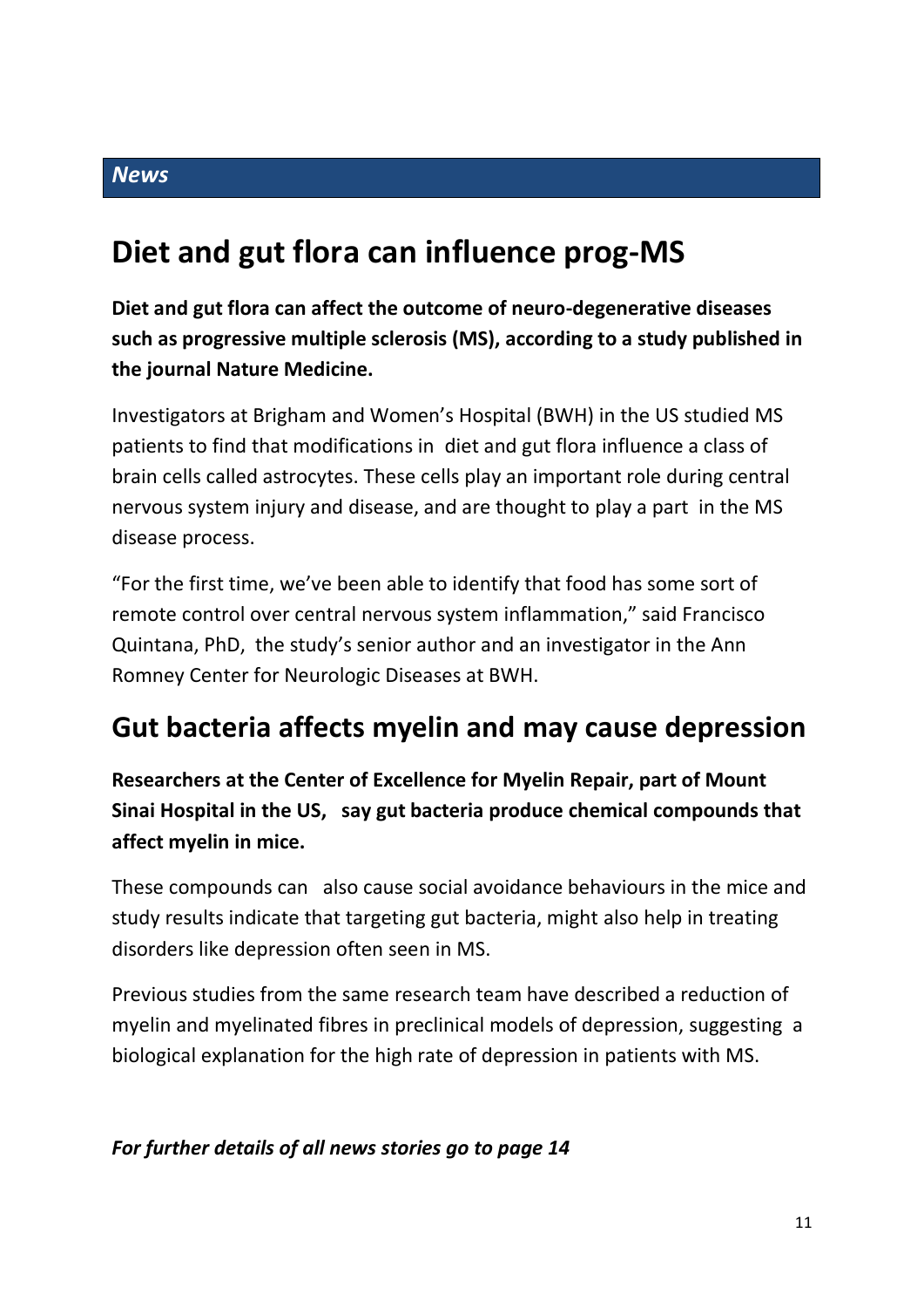*News*

# Diet and gut flora can influence prog-MS

**Diet and gut flora can affect the outcome of neuro-degenerative diseases such as progressive multiple sclerosis (MS), according to a study published in the journal Nature Medicine.**

Investigators at Brigham and Women's Hospital (BWH) in the US studied MS patients to find that modifications in diet and gut flora influence a class of brain cells called astrocytes. These cells play an important role during central nervous system injury and disease, and are thought to play a part in the MS disease process.

"For the first time, we've been able to identify that food has some sort of remote control over central nervous system inflammation," said Francisco Quintana, PhD, the study's senior author and an investigator in the Ann Romney Center for Neurologic Diseases at BWH.

# Gut bacteria affects myelin and may cause depression

**Researchers at the Center of Excellence for Myelin Repair, part of Mount Sinai Hospital in the US, say gut bacteria produce chemical compounds that affect myelin in mice.**

These compounds can also cause social avoidance behaviours in the mice and study results indicate that targeting gut bacteria, might also help in treating disorders like depression often seen in MS.

Previous studies from the same research team have described a reduction of myelin and myelinated fibres in preclinical models of depression, suggesting a biological explanation for the high rate of depression in patients with MS.

***For further details of all news stories go to page 14***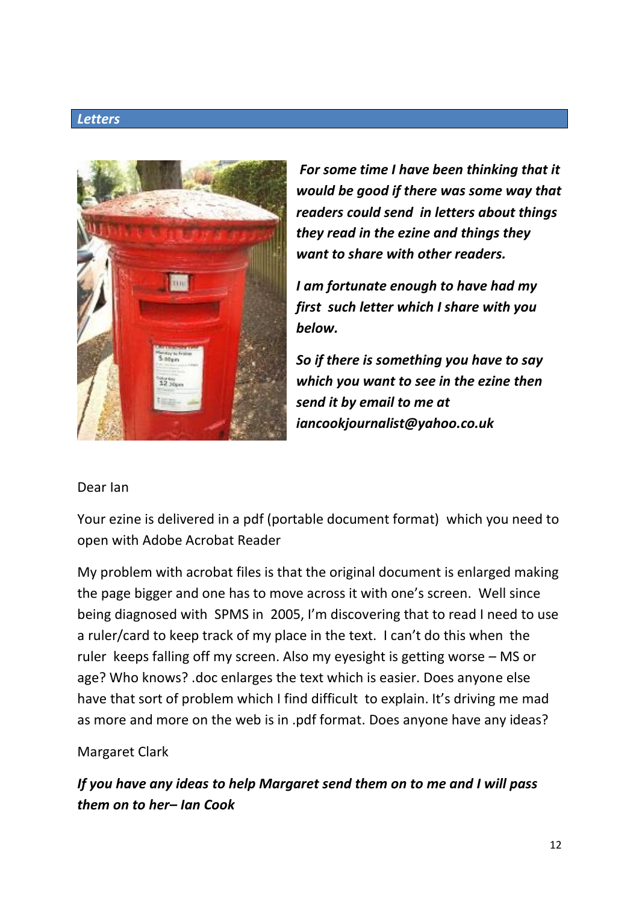## *Letters*

***For some time I have been thinking that it would be good if there was some way that readers could send in letters about things they read in the ezine and things they want to share with other readers.***

***I am fortunate enough to have had my first such letter which I share with you below.***

***So if there is something you have to say which you want to see in the ezine then send it by email to me at iancookjournalist@yahoo.co.uk***

Dear Ian

Your ezine is delivered in a pdf (portable document format) which you need to open with Adobe Acrobat Reader

My problem with acrobat files is that the original document is enlarged making the page bigger and one has to move across it with one's screen. Well since being diagnosed with SPMS in 2005, I'm discovering that to read I need to use a ruler/card to keep track of my place in the text. I can't do this when the ruler keeps falling off my screen. Also my eyesight is getting worse – MS or age? Who knows? .doc enlarges the text which is easier. Does anyone else have that sort of problem which I find difficult to explain. It's driving me mad as more and more on the web is in .pdf format. Does anyone have any ideas?

Margaret Clark

***If you have any ideas to help Margaret send them on to me and I will pass them on to her– Ian Cook***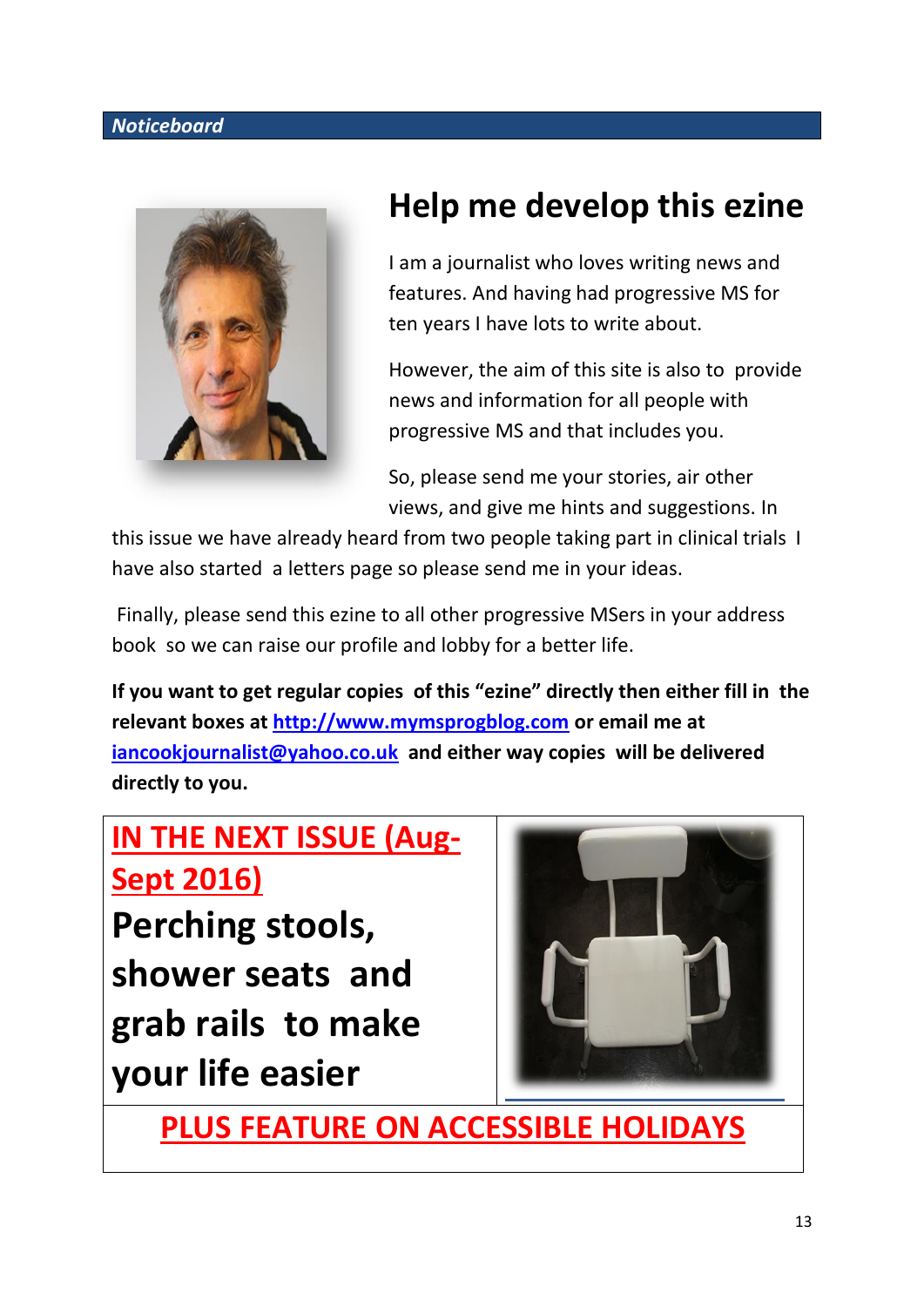*Noticeboard*

# Help me develop this ezine

I am a journalist who loves writing news and features. And having had progressive MS for ten years I have lots to write about.

However, the aim of this site is also to provide news and information for all people with progressive MS and that includes you.

So, please send me your stories, air other views, and give me hints and suggestions. In this issue we have already heard from two people taking part in clinical trials I have also started a letters page so please send me in your ideas.

Finally, please send this ezine to all other progressive MSers in your address book so we can raise our profile and lobby for a better life.

**If you want to get regular copies of this "ezine" directly then either fill in the relevant boxes at [http://www.mymsprogblog.com](http://www.mymsprogblog.com) or email me at [iancookjournalist@yahoo.co.uk](mailto:iancookjournalist@yahoo.co.uk) and either way copies will be delivered directly to you.**

## IN THE NEXT ISSUE (Aug-Sept 2016)

## Perching stools, shower seats and grab rails to make your life easier

## PLUS FEATURE ON ACCESSIBLE HOLIDAYS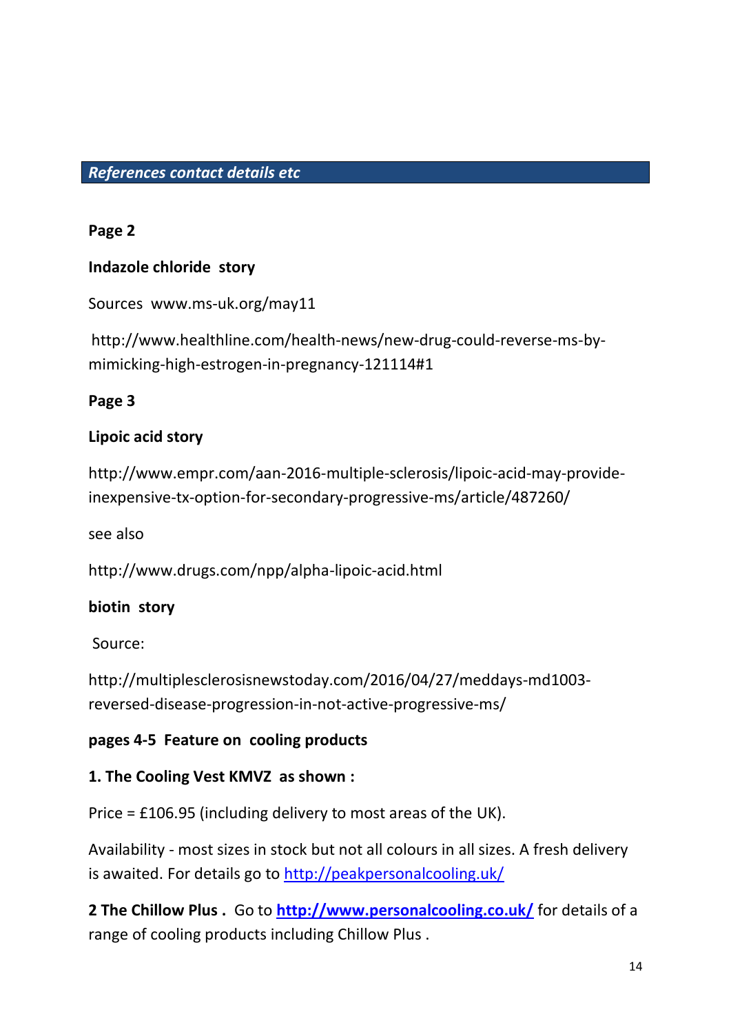## *References contact details etc*

**Page 2**

**Indazole chloride story**

Sources www.ms-uk.org/may11

http://www.healthline.com/health-news/new-drug-could-reverse-ms-by-mimicking-high-estrogen-in-pregnancy-121114#1

**Page 3**

**Lipoic acid story**

http://www.empr.com/aan-2016-multiple-sclerosis/lipoic-acid-may-provide-inexpensive-tx-option-for-secondary-progressive-ms/article/487260/

see also

http://www.drugs.com/npp/alpha-lipoic-acid.html

**biotin story**

Source:

http://multiplesclerosisnewstoday.com/2016/04/27/meddays-md1003-reversed-disease-progression-in-not-active-progressive-ms/

**pages 4-5 Feature on cooling products**

**1. The Cooling Vest KMVZ as shown :**

Price = £106.95 (including delivery to most areas of the UK).

Availability - most sizes in stock but not all colours in all sizes. A fresh delivery is awaited. For details go to http://peakpersonalcooling.uk/

**2 The Chillow Plus .** Go to **http://www.personalcooling.co.uk/** for details of a range of cooling products including Chillow Plus .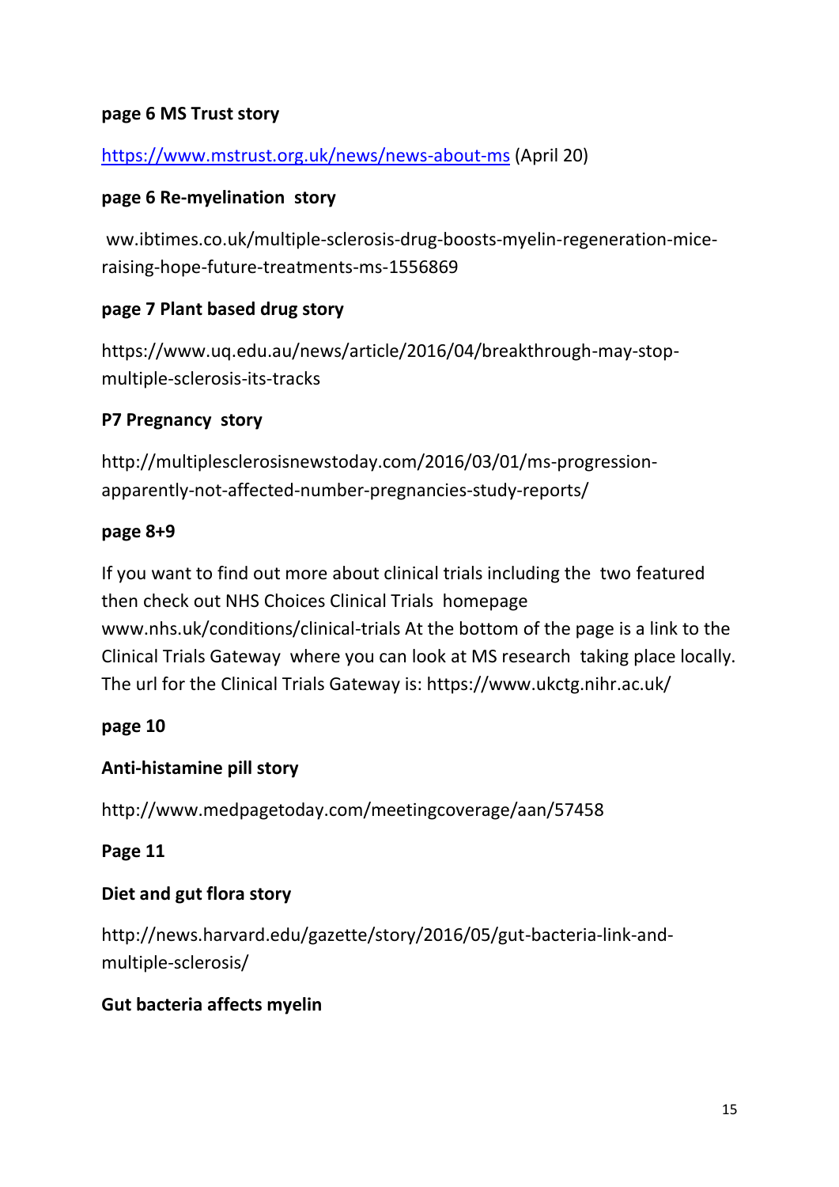**page 6 MS Trust story**

https://www.mstrust.org.uk/news/news-about-ms (April 20)

**page 6 Re-myelination story**

ww.ibtimes.co.uk/multiple-sclerosis-drug-boosts-myelin-regeneration-mice-raising-hope-future-treatments-ms-1556869

**page 7 Plant based drug story**

https://www.uq.edu.au/news/article/2016/04/breakthrough-may-stop-multiple-sclerosis-its-tracks

**P7 Pregnancy story**

http://multiplesclerosisnewstoday.com/2016/03/01/ms-progression-apparently-not-affected-number-pregnancies-study-reports/

**page 8+9**

If you want to find out more about clinical trials including the two featured then check out NHS Choices Clinical Trials homepage www.nhs.uk/conditions/clinical-trials At the bottom of the page is a link to the Clinical Trials Gateway where you can look at MS research taking place locally. The url for the Clinical Trials Gateway is: https://www.ukctg.nihr.ac.uk/

**page 10**

**Anti-histamine pill story**

http://www.medpagetoday.com/meetingcoverage/aan/57458

**Page 11**

**Diet and gut flora story**

http://news.harvard.edu/gazette/story/2016/05/gut-bacteria-link-and-multiple-sclerosis/

**Gut bacteria affects myelin**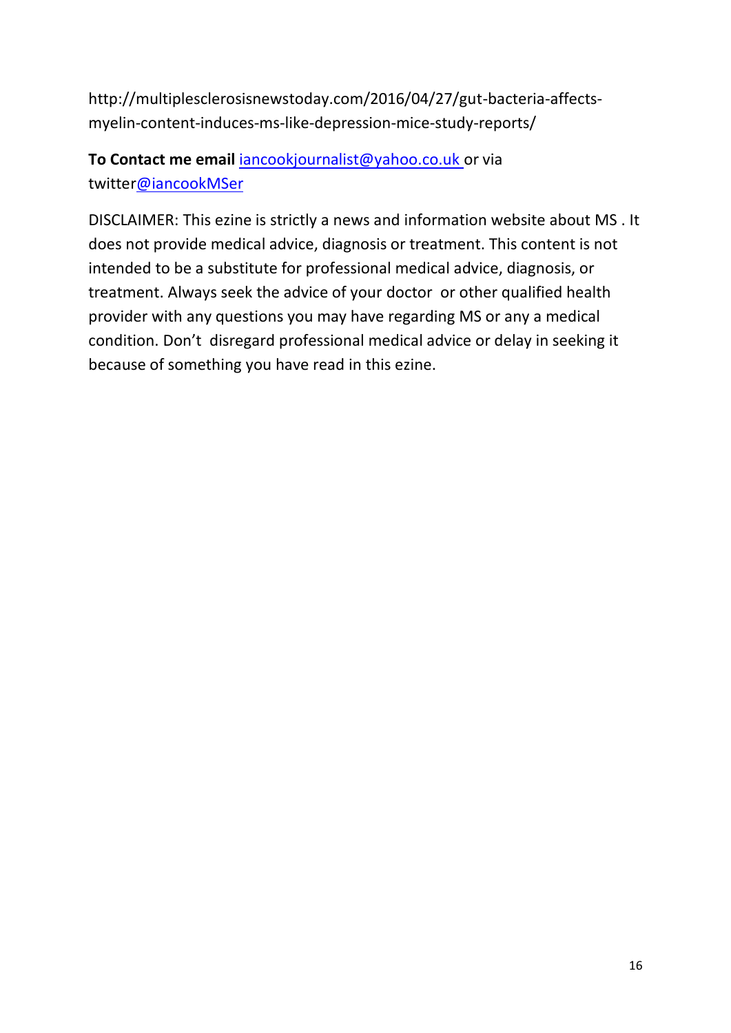http://multiplesclerosisnewstoday.com/2016/04/27/gut-bacteria-affects-myelin-content-induces-ms-like-depression-mice-study-reports/

**To Contact me email** iancookjournalist@yahoo.co.uk or via twitter@iancookMSer

DISCLAIMER: This ezine is strictly a news and information website about MS . It does not provide medical advice, diagnosis or treatment. This content is not intended to be a substitute for professional medical advice, diagnosis, or treatment. Always seek the advice of your doctor or other qualified health provider with any questions you may have regarding MS or any a medical condition. Don't disregard professional medical advice or delay in seeking it because of something you have read in this ezine.